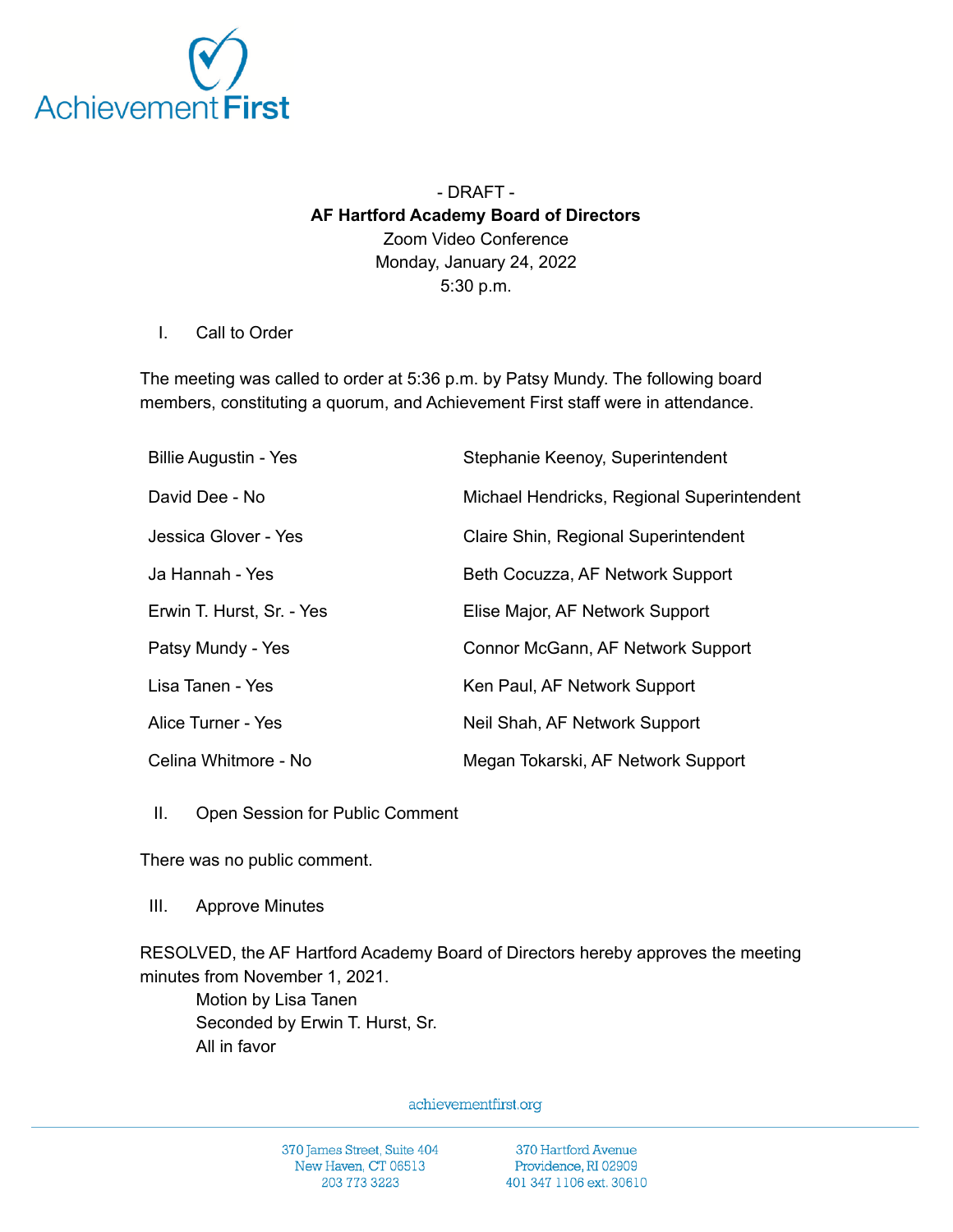- DRAFT -

**AF Hartford Academy Board of Directors**

Zoom Video Conference

Monday, January 24, 2022

5:30 p.m.

I. Call to Order

The meeting was called to order at 5:36 p.m. by Patsy Mundy. The following board members, constituting a quorum, and Achievement First staff were in attendance.

| | |
|---|---|
| Billie Augustin - Yes | Stephanie Keenoy, Superintendent |
| David Dee - No | Michael Hendricks, Regional Superintendent |
| Jessica Glover - Yes | Claire Shin, Regional Superintendent |
| Ja Hannah - Yes | Beth Cocuzza, AF Network Support |
| Erwin T. Hurst, Sr. - Yes | Elise Major, AF Network Support |
| Patsy Mundy - Yes | Connor McGann, AF Network Support |
| Lisa Tanen - Yes | Ken Paul, AF Network Support |
| Alice Turner - Yes | Neil Shah, AF Network Support |
| Celina Whitmore - No | Megan Tokarski, AF Network Support |

II. Open Session for Public Comment

There was no public comment.

III. Approve Minutes

RESOLVED, the AF Hartford Academy Board of Directors hereby approves the meeting minutes from November 1, 2021.

Motion by Lisa Tanen
Seconded by Erwin T. Hurst, Sr.
All in favor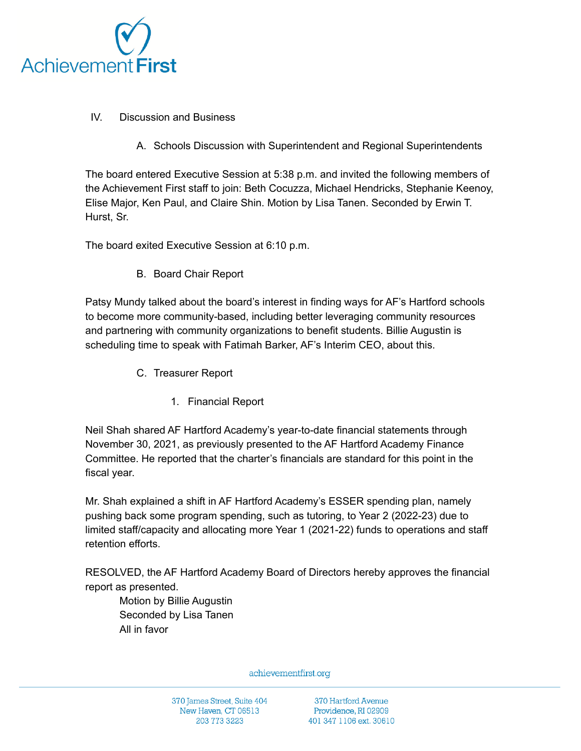IV. Discussion and Business

A. Schools Discussion with Superintendent and Regional Superintendents

The board entered Executive Session at 5:38 p.m. and invited the following members of the Achievement First staff to join: Beth Cocuzza, Michael Hendricks, Stephanie Keenoy, Elise Major, Ken Paul, and Claire Shin. Motion by Lisa Tanen. Seconded by Erwin T. Hurst, Sr.

The board exited Executive Session at 6:10 p.m.

B. Board Chair Report

Patsy Mundy talked about the board's interest in finding ways for AF's Hartford schools to become more community-based, including better leveraging community resources and partnering with community organizations to benefit students. Billie Augustin is scheduling time to speak with Fatimah Barker, AF's Interim CEO, about this.

C. Treasurer Report

1. Financial Report

Neil Shah shared AF Hartford Academy's year-to-date financial statements through November 30, 2021, as previously presented to the AF Hartford Academy Finance Committee. He reported that the charter's financials are standard for this point in the fiscal year.

Mr. Shah explained a shift in AF Hartford Academy's ESSER spending plan, namely pushing back some program spending, such as tutoring, to Year 2 (2022-23) due to limited staff/capacity and allocating more Year 1 (2021-22) funds to operations and staff retention efforts.

RESOLVED, the AF Hartford Academy Board of Directors hereby approves the financial report as presented.

Motion by Billie Augustin
Seconded by Lisa Tanen
All in favor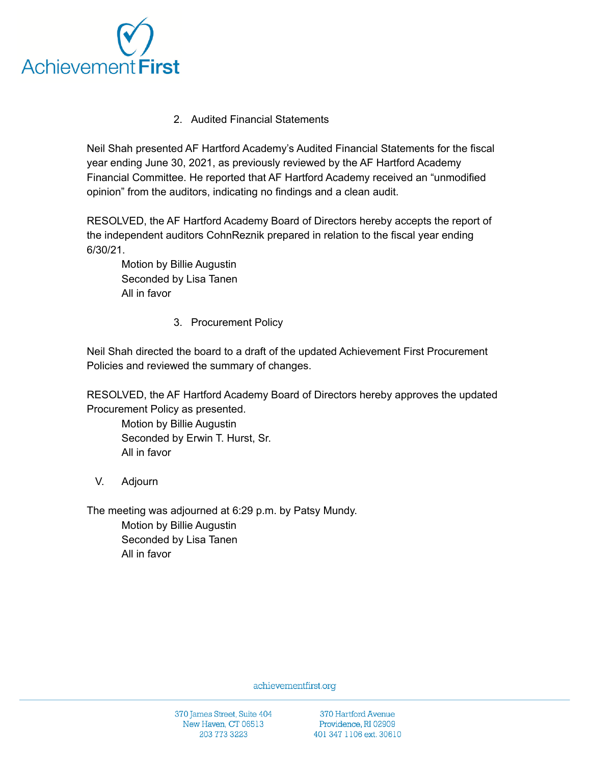2. Audited Financial Statements

Neil Shah presented AF Hartford Academy's Audited Financial Statements for the fiscal year ending June 30, 2021, as previously reviewed by the AF Hartford Academy Financial Committee. He reported that AF Hartford Academy received an "unmodified opinion" from the auditors, indicating no findings and a clean audit.

RESOLVED, the AF Hartford Academy Board of Directors hereby accepts the report of the independent auditors CohnReznik prepared in relation to the fiscal year ending 6/30/21.

Motion by Billie Augustin
Seconded by Lisa Tanen
All in favor

3. Procurement Policy

Neil Shah directed the board to a draft of the updated Achievement First Procurement Policies and reviewed the summary of changes.

RESOLVED, the AF Hartford Academy Board of Directors hereby approves the updated Procurement Policy as presented.

Motion by Billie Augustin
Seconded by Erwin T. Hurst, Sr.
All in favor

V. Adjourn

The meeting was adjourned at 6:29 p.m. by Patsy Mundy.

Motion by Billie Augustin
Seconded by Lisa Tanen
All in favor